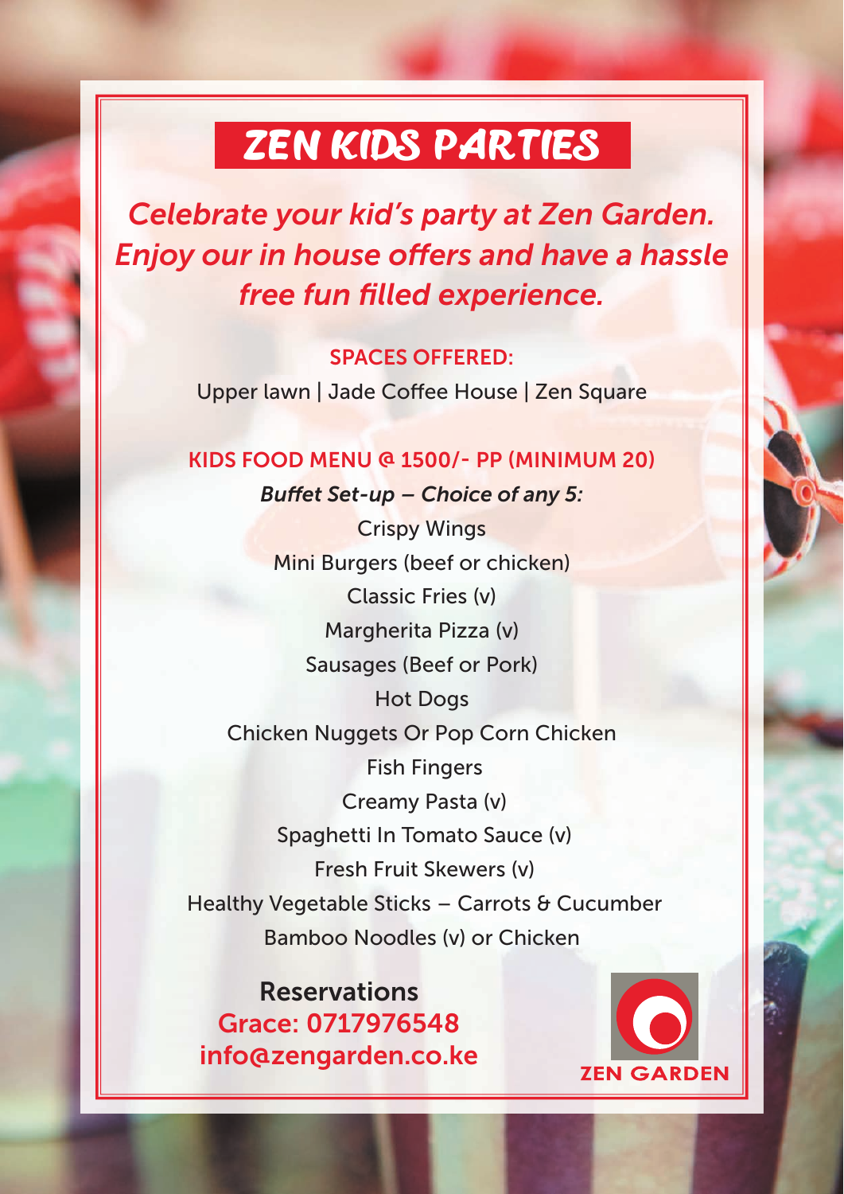# ZEN KIDS PARTIES

*Celebrate your kid's party at Zen Garden. Enjoy our in house offers and have a hassle free fun filled experience.*

## SPACES OFFERED:

Upper lawn | Jade Coffee House | Zen Square

## KIDS FOOD MENU @ 1500/- PP (MINIMUM 20)

*Buffet Set-up – Choice of any 5:*

Crispy Wings

Mini Burgers (beef or chicken)

Classic Fries (v)

Margherita Pizza (v)

Sausages (Beef or Pork)

Hot Dogs

Chicken Nuggets Or Pop Corn Chicken

Fish Fingers

Creamy Pasta (v)

Spaghetti In Tomato Sauce (v)

Fresh Fruit Skewers (v)

Healthy Vegetable Sticks – Carrots & Cucumber

Bamboo Noodles (v) or Chicken

**Reservations**

Grace: 0717976548

info@zengarden.co.ke

ZEN GARDEN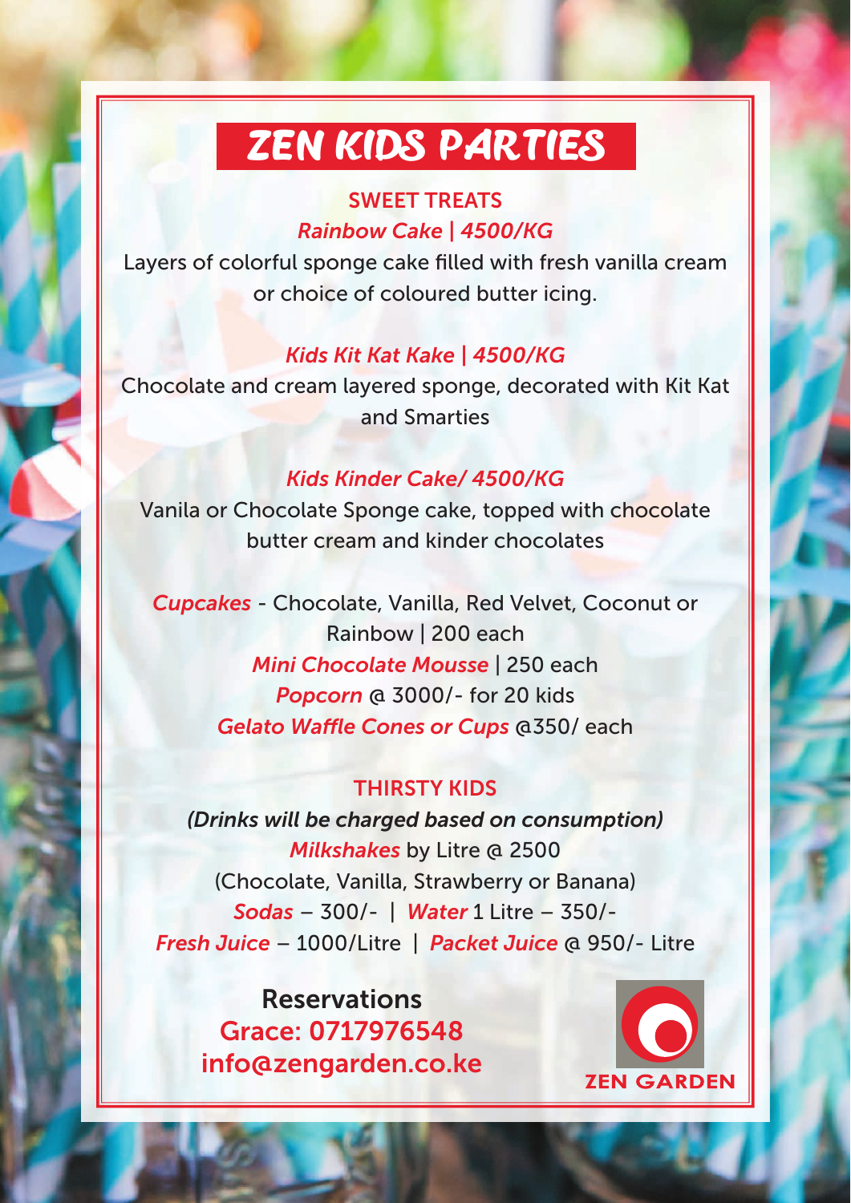# ZEN KIDS PARTIES

## SWEET TREATS

*Rainbow Cake | 4500/KG*

Layers of colorful sponge cake filled with fresh vanilla cream or choice of coloured butter icing.

*Kids Kit Kat Kake | 4500/KG*

Chocolate and cream layered sponge, decorated with Kit Kat and Smarties

*Kids Kinder Cake/ 4500/KG*

Vanila or Chocolate Sponge cake, topped with chocolate butter cream and kinder chocolates

*Cupcakes* - Chocolate, Vanilla, Red Velvet, Coconut or Rainbow | 200 each

*Mini Chocolate Mousse* | 250 each

*Popcorn* @ 3000/- for 20 kids

*Gelato Waffle Cones or Cups* @350/ each

## THIRSTY KIDS

*(Drinks will be charged based on consumption)*

*Milkshakes* by Litre @ 2500

(Chocolate, Vanilla, Strawberry or Banana)

*Sodas* – 300/- | *Water* 1 Litre – 350/-

*Fresh Juice* – 1000/Litre | *Packet Juice* @ 950/- Litre

**Reservations**

Grace: 0717976548

info@zengarden.co.ke

ZEN GARDEN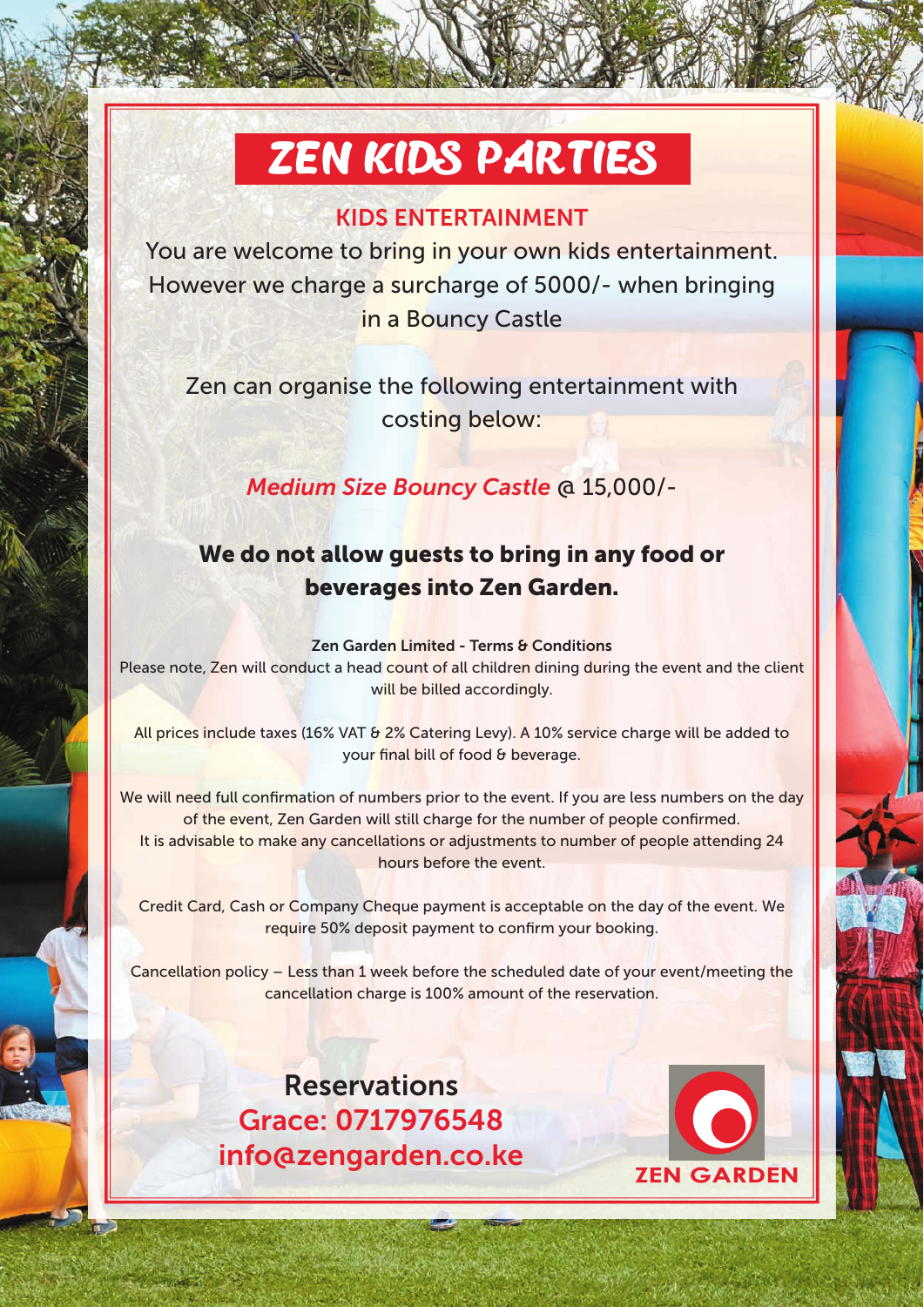# ZEN KIDS PARTIES

## KIDS ENTERTAINMENT

You are welcome to bring in your own kids entertainment. However we charge a surcharge of 5000/- when bringing in a Bouncy Castle

Zen can organise the following entertainment with costing below:

*Medium Size Bouncy Castle* @ 15,000/-

**We do not allow guests to bring in any food or beverages into Zen Garden.**

**Zen Garden Limited - Terms & Conditions**

Please note, Zen will conduct a head count of all children dining during the event and the client will be billed accordingly.

All prices include taxes (16% VAT & 2% Catering Levy). A 10% service charge will be added to your final bill of food & beverage.

We will need full confirmation of numbers prior to the event. If you are less numbers on the day of the event, Zen Garden will still charge for the number of people confirmed. It is advisable to make any cancellations or adjustments to number of people attending 24 hours before the event.

Credit Card, Cash or Company Cheque payment is acceptable on the day of the event. We require 50% deposit payment to confirm your booking.

Cancellation policy – Less than 1 week before the scheduled date of your event/meeting the cancellation charge is 100% amount of the reservation.

## Reservations

Grace: 0717976548

info@zengarden.co.ke

ZEN GARDEN